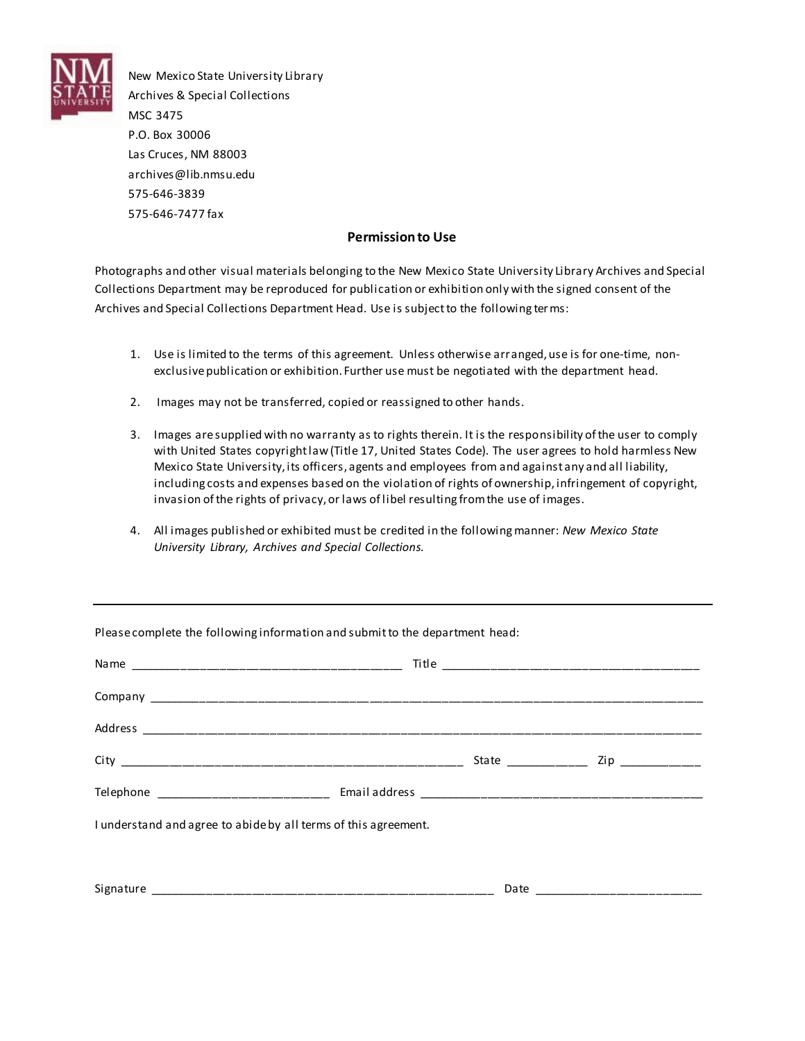New Mexico State University Library
Archives & Special Collections
MSC 3475
P.O. Box 30006
Las Cruces, NM 88003
archives@lib.nmsu.edu
575-646-3839
575-646-7477 fax

## Permission to Use

Photographs and other visual materials belonging to the New Mexico State University Library Archives and Special Collections Department may be reproduced for publication or exhibition only with the signed consent of the Archives and Special Collections Department Head. Use is subject to the following terms:

1. Use is limited to the terms of this agreement. Unless otherwise arranged, use is for one-time, non-exclusive publication or exhibition. Further use must be negotiated with the department head.

2. Images may not be transferred, copied or reassigned to other hands.

3. Images are supplied with no warranty as to rights therein. It is the responsibility of the user to comply with United States copyright law (Title 17, United States Code). The user agrees to hold harmless New Mexico State University, its officers, agents and employees from and against any and all liability, including costs and expenses based on the violation of rights of ownership, infringement of copyright, invasion of the rights of privacy, or laws of libel resulting from the use of images.

4. All images published or exhibited must be credited in the following manner: *New Mexico State University Library, Archives and Special Collections.*

---

Please complete the following information and submit to the department head:

Name ________________________________________ Title ________________________________________

Company ________________________________________________________________________________

Address ________________________________________________________________________________

City __________________________________________________ State ____________ Zip ____________

Telephone _________________________ Email address ____________________________________________

I understand and agree to abide by all terms of this agreement.

Signature _______________________________________________________ Date _________________________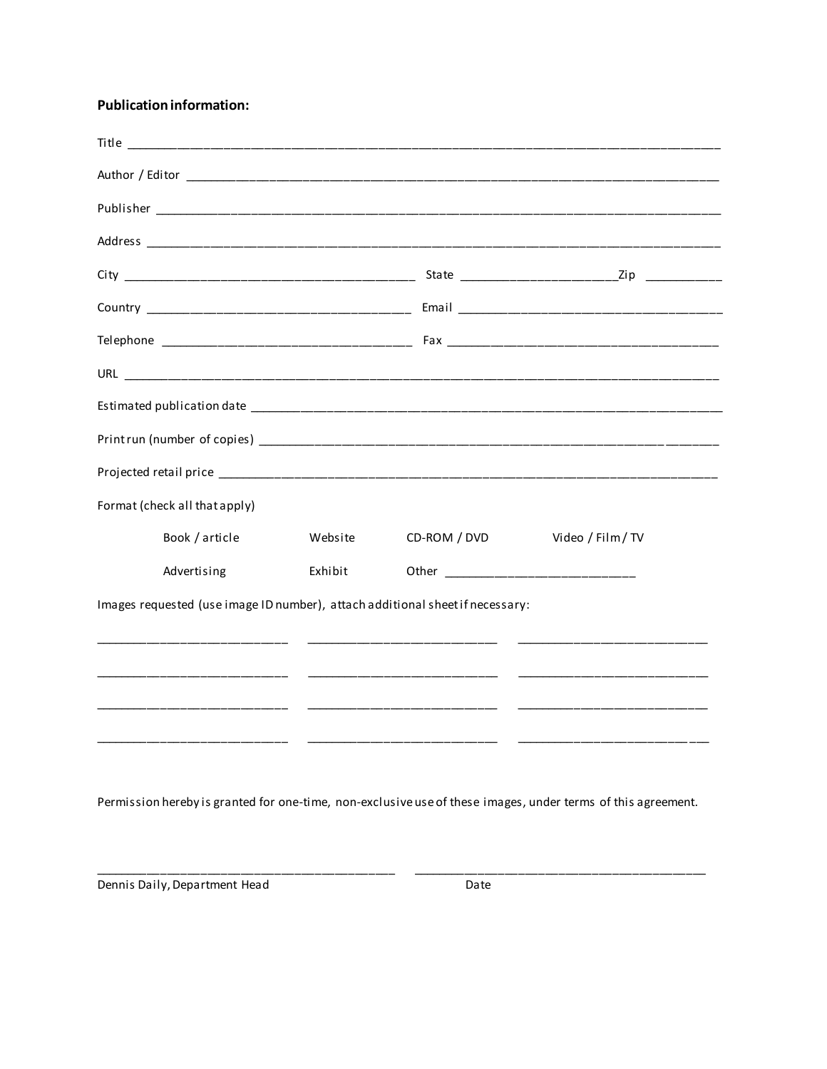**Publication information:**

Title ______________________________________________________________________________

Author / Editor ______________________________________________________________________

Publisher ____________________________________________________________________________

Address _____________________________________________________________________________

City ________________________________________ State ______________________Zip ___________

Country ______________________________________ Email ______________________________________

Telephone ___________________________________ Fax ________________________________________

URL _________________________________________________________________________________

Estimated publication date ______________________________________________________________

Print run (number of copies) ____________________________________________________________

Projected retail price _________________________________________________________________

Format (check all that apply)

Book / article    Website    CD-ROM / DVD    Video / Film / TV

Advertising    Exhibit    Other ____________________________

Images requested (use image ID number), attach additional sheet if necessary:

____________________________ ____________________________ ____________________________

____________________________ ____________________________ ____________________________

____________________________ ____________________________ ____________________________

____________________________ ____________________________ ____________________________

Permission hereby is granted for one-time, non-exclusive use of these images, under terms of this agreement.

_____________________________________________ _____________________________________________

Dennis Daily, Department Head    Date